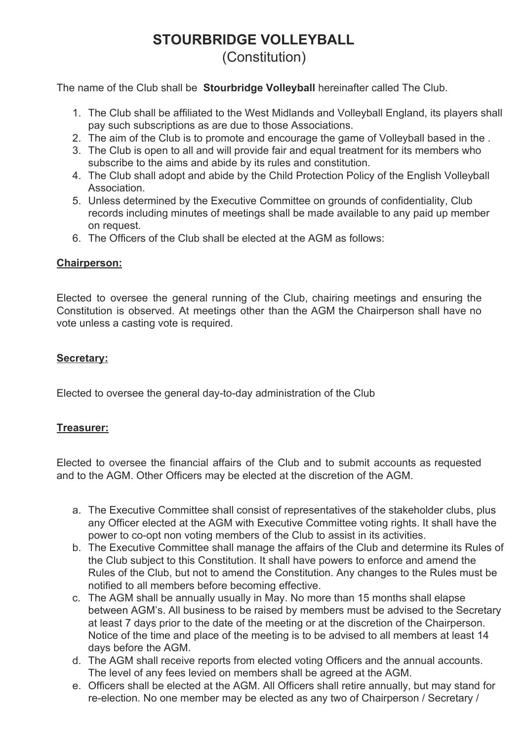# STOURBRIDGE VOLLEYBALL

(Constitution)

The name of the Club shall be **Stourbridge Volleyball** hereinafter called The Club.

1. The Club shall be affiliated to the West Midlands and Volleyball England, its players shall pay such subscriptions as are due to those Associations.
2. The aim of the Club is to promote and encourage the game of Volleyball based in the .
3. The Club is open to all and will provide fair and equal treatment for its members who subscribe to the aims and abide by its rules and constitution.
4. The Club shall adopt and abide by the Child Protection Policy of the English Volleyball Association.
5. Unless determined by the Executive Committee on grounds of confidentiality, Club records including minutes of meetings shall be made available to any paid up member on request.
6. The Officers of the Club shall be elected at the AGM as follows:

**Chairperson:**

Elected to oversee the general running of the Club, chairing meetings and ensuring the Constitution is observed. At meetings other than the AGM the Chairperson shall have no vote unless a casting vote is required.

**Secretary:**

Elected to oversee the general day-to-day administration of the Club

**Treasurer:**

Elected to oversee the financial affairs of the Club and to submit accounts as requested and to the AGM. Other Officers may be elected at the discretion of the AGM.

a. The Executive Committee shall consist of representatives of the stakeholder clubs, plus any Officer elected at the AGM with Executive Committee voting rights. It shall have the power to co-opt non voting members of the Club to assist in its activities.
b. The Executive Committee shall manage the affairs of the Club and determine its Rules of the Club subject to this Constitution. It shall have powers to enforce and amend the Rules of the Club, but not to amend the Constitution. Any changes to the Rules must be notified to all members before becoming effective.
c. The AGM shall be annually usually in May. No more than 15 months shall elapse between AGM's. All business to be raised by members must be advised to the Secretary at least 7 days prior to the date of the meeting or at the discretion of the Chairperson. Notice of the time and place of the meeting is to be advised to all members at least 14 days before the AGM.
d. The AGM shall receive reports from elected voting Officers and the annual accounts. The level of any fees levied on members shall be agreed at the AGM.
e. Officers shall be elected at the AGM. All Officers shall retire annually, but may stand for re-election. No one member may be elected as any two of Chairperson / Secretary /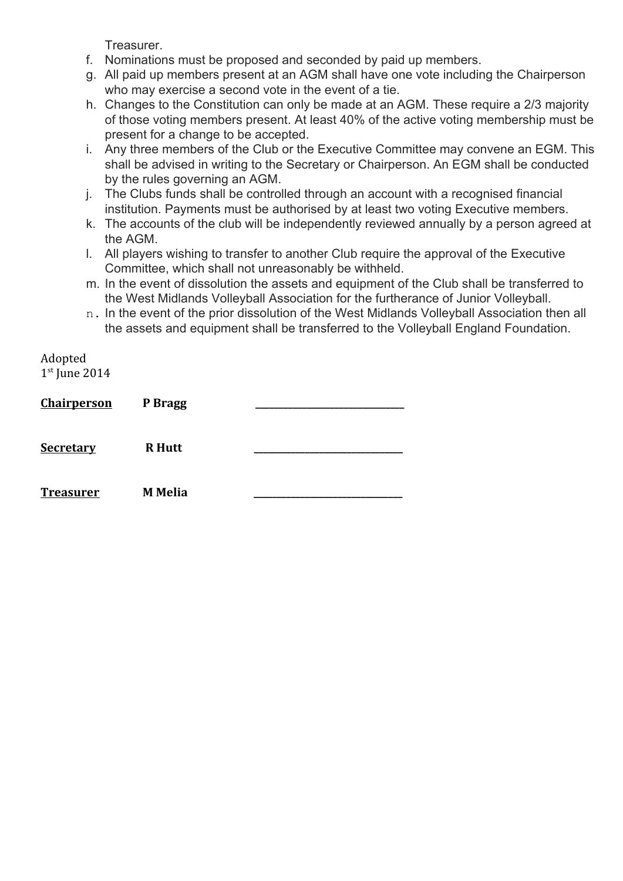Treasurer.

f. Nominations must be proposed and seconded by paid up members.
g. All paid up members present at an AGM shall have one vote including the Chairperson who may exercise a second vote in the event of a tie.
h. Changes to the Constitution can only be made at an AGM. These require a 2/3 majority of those voting members present. At least 40% of the active voting membership must be present for a change to be accepted.
i. Any three members of the Club or the Executive Committee may convene an EGM. This shall be advised in writing to the Secretary or Chairperson. An EGM shall be conducted by the rules governing an AGM.
j. The Clubs funds shall be controlled through an account with a recognised financial institution. Payments must be authorised by at least two voting Executive members.
k. The accounts of the club will be independently reviewed annually by a person agreed at the AGM.
l. All players wishing to transfer to another Club require the approval of the Executive Committee, which shall not unreasonably be withheld.
m. In the event of dissolution the assets and equipment of the Club shall be transferred to the West Midlands Volleyball Association for the furtherance of Junior Volleyball.
n. In the event of the prior dissolution of the West Midlands Volleyball Association then all the assets and equipment shall be transferred to the Volleyball England Foundation.

Adopted
1st June 2014

**Chairperson** **P Bragg** ______________________________

**Secretary** **R Hutt** ______________________________

**Treasurer** **M Melia** ______________________________